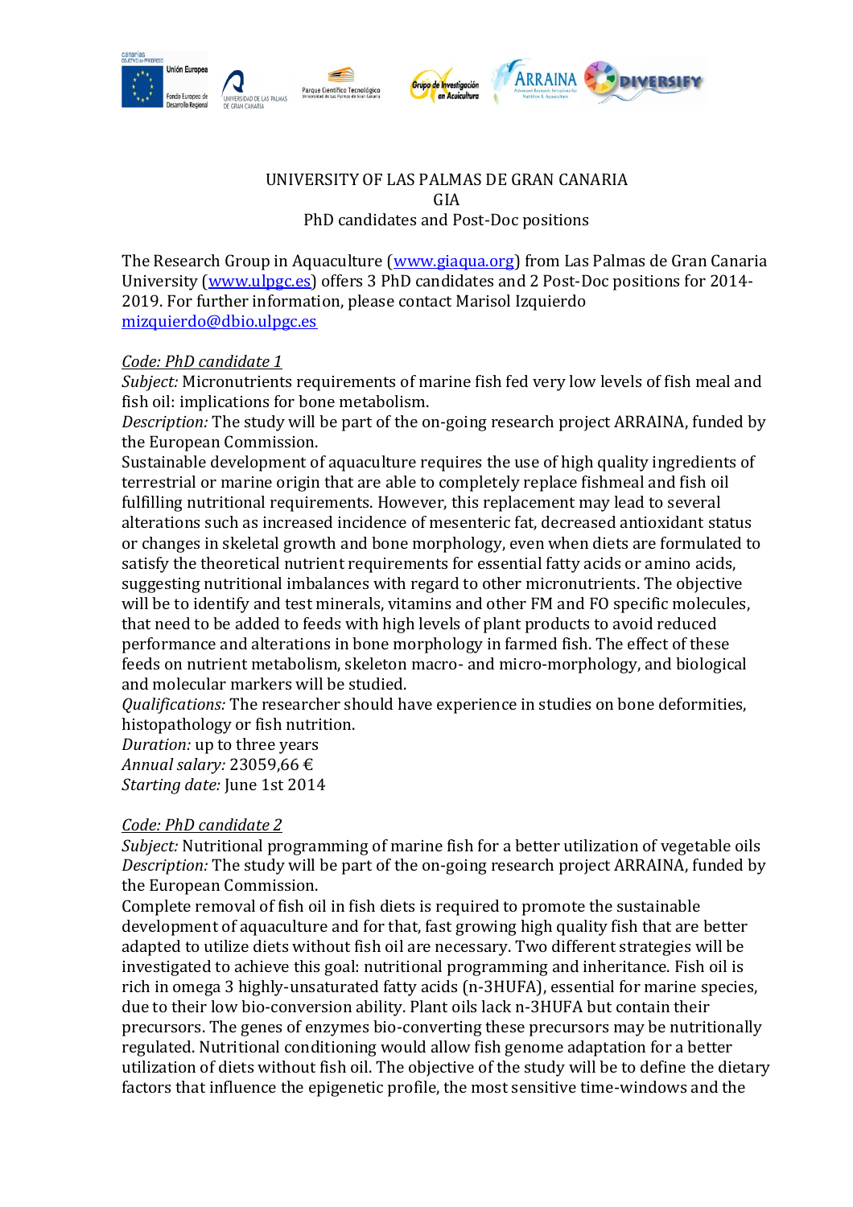UNIVERSITY OF LAS PALMAS DE GRAN CANARIA
GIA
PhD candidates and Post-Doc positions

The Research Group in Aquaculture (www.giaqua.org) from Las Palmas de Gran Canaria University (www.ulpgc.es) offers 3 PhD candidates and 2 Post-Doc positions for 2014-2019. For further information, please contact Marisol Izquierdo mizquierdo@dbio.ulpgc.es

*Code: PhD candidate 1*

*Subject:* Micronutrients requirements of marine fish fed very low levels of fish meal and fish oil: implications for bone metabolism.

*Description:* The study will be part of the on-going research project ARRAINA, funded by the European Commission.

Sustainable development of aquaculture requires the use of high quality ingredients of terrestrial or marine origin that are able to completely replace fishmeal and fish oil fulfilling nutritional requirements. However, this replacement may lead to several alterations such as increased incidence of mesenteric fat, decreased antioxidant status or changes in skeletal growth and bone morphology, even when diets are formulated to satisfy the theoretical nutrient requirements for essential fatty acids or amino acids, suggesting nutritional imbalances with regard to other micronutrients. The objective will be to identify and test minerals, vitamins and other FM and FO specific molecules, that need to be added to feeds with high levels of plant products to avoid reduced performance and alterations in bone morphology in farmed fish. The effect of these feeds on nutrient metabolism, skeleton macro- and micro-morphology, and biological and molecular markers will be studied.

*Qualifications:* The researcher should have experience in studies on bone deformities, histopathology or fish nutrition.

*Duration:* up to three years

*Annual salary:* 23059,66 €

*Starting date:* June 1st 2014

*Code: PhD candidate 2*

*Subject:* Nutritional programming of marine fish for a better utilization of vegetable oils

*Description:* The study will be part of the on-going research project ARRAINA, funded by the European Commission.

Complete removal of fish oil in fish diets is required to promote the sustainable development of aquaculture and for that, fast growing high quality fish that are better adapted to utilize diets without fish oil are necessary. Two different strategies will be investigated to achieve this goal: nutritional programming and inheritance. Fish oil is rich in omega 3 highly-unsaturated fatty acids (n-3HUFA), essential for marine species, due to their low bio-conversion ability. Plant oils lack n-3HUFA but contain their precursors. The genes of enzymes bio-converting these precursors may be nutritionally regulated. Nutritional conditioning would allow fish genome adaptation for a better utilization of diets without fish oil. The objective of the study will be to define the dietary factors that influence the epigenetic profile, the most sensitive time-windows and the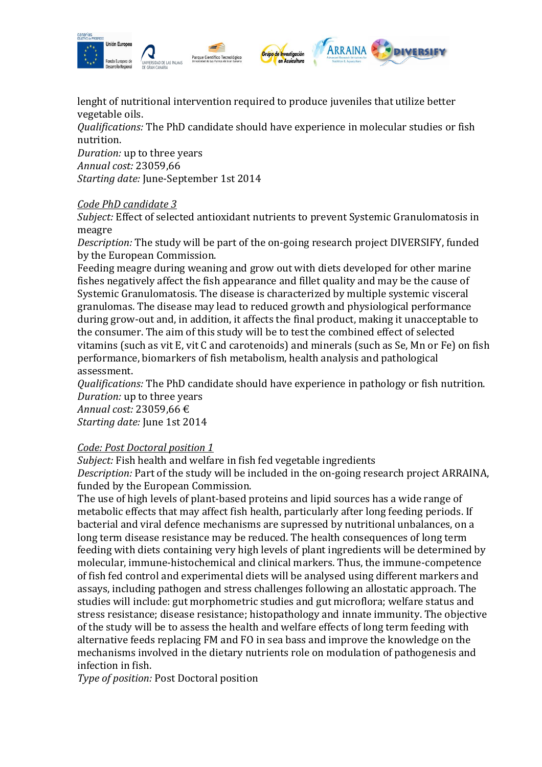lenght of nutritional intervention required to produce juveniles that utilize better vegetable oils.

*Qualifications:* The PhD candidate should have experience in molecular studies or fish nutrition.

*Duration:* up to three years

*Annual cost:* 23059,66

*Starting date:* June-September 1st 2014

*Code PhD candidate 3*

*Subject:* Effect of selected antioxidant nutrients to prevent Systemic Granulomatosis in meagre

*Description:* The study will be part of the on-going research project DIVERSIFY, funded by the European Commission.

Feeding meagre during weaning and grow out with diets developed for other marine fishes negatively affect the fish appearance and fillet quality and may be the cause of Systemic Granulomatosis. The disease is characterized by multiple systemic visceral granulomas. The disease may lead to reduced growth and physiological performance during grow-out and, in addition, it affects the final product, making it unacceptable to the consumer. The aim of this study will be to test the combined effect of selected vitamins (such as vit E, vit C and carotenoids) and minerals (such as Se, Mn or Fe) on fish performance, biomarkers of fish metabolism, health analysis and pathological assessment.

*Qualifications:* The PhD candidate should have experience in pathology or fish nutrition.

*Duration:* up to three years

*Annual cost:* 23059,66 €

*Starting date:* June 1st 2014

*Code: Post Doctoral position 1*

*Subject:* Fish health and welfare in fish fed vegetable ingredients

*Description:* Part of the study will be included in the on-going research project ARRAINA, funded by the European Commission.

The use of high levels of plant-based proteins and lipid sources has a wide range of metabolic effects that may affect fish health, particularly after long feeding periods. If bacterial and viral defence mechanisms are supressed by nutritional unbalances, on a long term disease resistance may be reduced. The health consequences of long term feeding with diets containing very high levels of plant ingredients will be determined by molecular, immune-histochemical and clinical markers. Thus, the immune-competence of fish fed control and experimental diets will be analysed using different markers and assays, including pathogen and stress challenges following an allostatic approach. The studies will include: gut morphometric studies and gut microflora; welfare status and stress resistance; disease resistance; histopathology and innate immunity. The objective of the study will be to assess the health and welfare effects of long term feeding with alternative feeds replacing FM and FO in sea bass and improve the knowledge on the mechanisms involved in the dietary nutrients role on modulation of pathogenesis and infection in fish.

*Type of position:* Post Doctoral position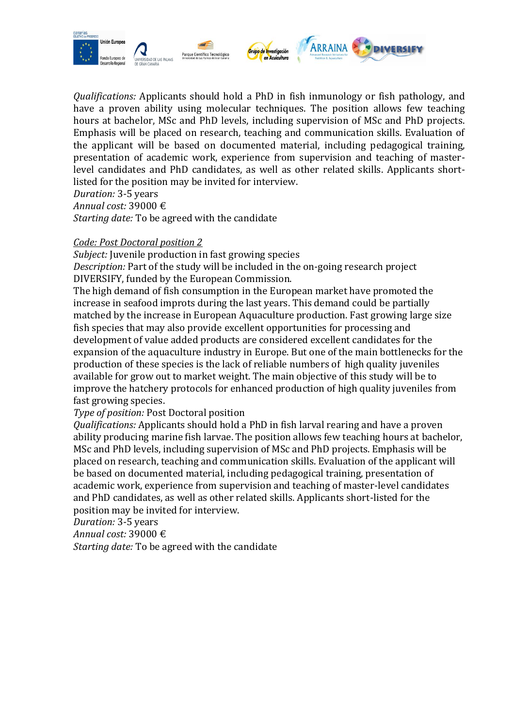*Qualifications:* Applicants should hold a PhD in fish inmunology or fish pathology, and have a proven ability using molecular techniques. The position allows few teaching hours at bachelor, MSc and PhD levels, including supervision of MSc and PhD projects. Emphasis will be placed on research, teaching and communication skills. Evaluation of the applicant will be based on documented material, including pedagogical training, presentation of academic work, experience from supervision and teaching of master-level candidates and PhD candidates, as well as other related skills. Applicants short-listed for the position may be invited for interview.
*Duration:* 3-5 years
*Annual cost:* 39000 €
*Starting date:* To be agreed with the candidate

*Code: Post Doctoral position 2*
*Subject:* Juvenile production in fast growing species
*Description:* Part of the study will be included in the on-going research project DIVERSIFY, funded by the European Commission.
The high demand of fish consumption in the European market have promoted the increase in seafood improts during the last years. This demand could be partially matched by the increase in European Aquaculture production. Fast growing large size fish species that may also provide excellent opportunities for processing and development of value added products are considered excellent candidates for the expansion of the aquaculture industry in Europe. But one of the main bottlenecks for the production of these species is the lack of reliable numbers of high quality juveniles available for grow out to market weight. The main objective of this study will be to improve the hatchery protocols for enhanced production of high quality juveniles from fast growing species.
*Type of position:* Post Doctoral position
*Qualifications:* Applicants should hold a PhD in fish larval rearing and have a proven ability producing marine fish larvae. The position allows few teaching hours at bachelor, MSc and PhD levels, including supervision of MSc and PhD projects. Emphasis will be placed on research, teaching and communication skills. Evaluation of the applicant will be based on documented material, including pedagogical training, presentation of academic work, experience from supervision and teaching of master-level candidates and PhD candidates, as well as other related skills. Applicants short-listed for the position may be invited for interview.
*Duration:* 3-5 years
*Annual cost:* 39000 €
*Starting date:* To be agreed with the candidate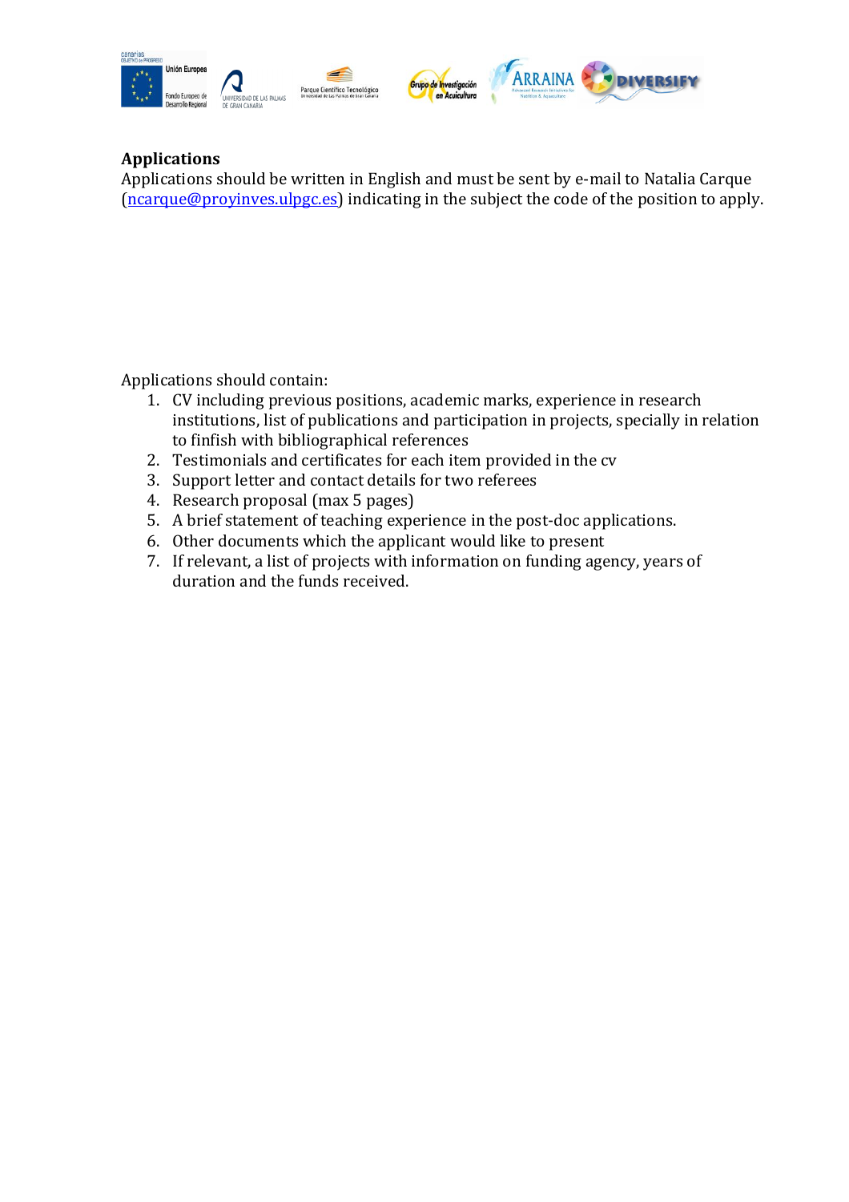**Applications**

Applications should be written in English and must be sent by e-mail to Natalia Carque (ncarque@proyinves.ulpgc.es) indicating in the subject the code of the position to apply.

Applications should contain:

1. CV including previous positions, academic marks, experience in research institutions, list of publications and participation in projects, specially in relation to finfish with bibliographical references
2. Testimonials and certificates for each item provided in the cv
3. Support letter and contact details for two referees
4. Research proposal (max 5 pages)
5. A brief statement of teaching experience in the post-doc applications.
6. Other documents which the applicant would like to present
7. If relevant, a list of projects with information on funding agency, years of duration and the funds received.